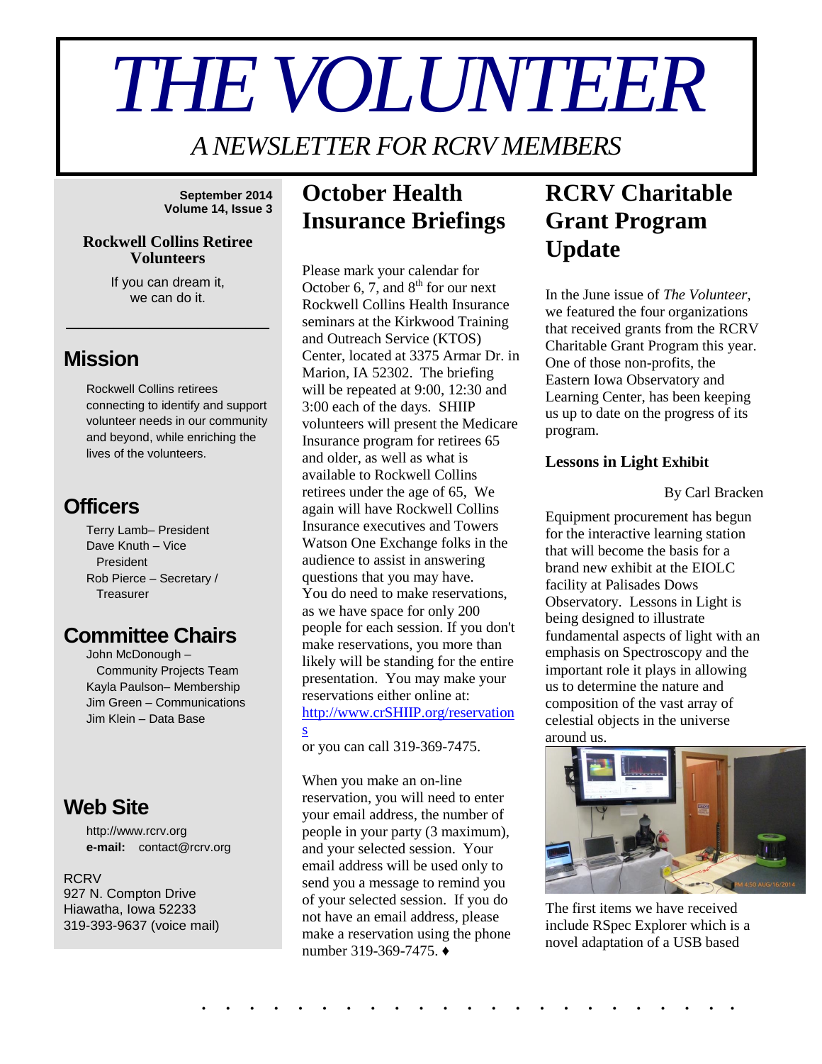# THE VOLUNTEER

*A NEWSLETTER FOR RCRV MEMBERS*

**September 2014**
**Volume 14, Issue 3**

**Rockwell Collins Retiree Volunteers**

If you can dream it, we can do it.

## Mission

Rockwell Collins retirees connecting to identify and support volunteer needs in our community and beyond, while enriching the lives of the volunteers.

## Officers

Terry Lamb– President
Dave Knuth – Vice President
Rob Pierce – Secretary / Treasurer

## Committee Chairs

John McDonough – Community Projects Team
Kayla Paulson– Membership
Jim Green – Communications
Jim Klein – Data Base

## Web Site

http://www.rcrv.org
**e-mail:** contact@rcrv.org

RCRV
927 N. Compton Drive
Hiawatha, Iowa 52233
319-393-9637 (voice mail)

# October Health Insurance Briefings

Please mark your calendar for October 6, 7, and 8th for our next Rockwell Collins Health Insurance seminars at the Kirkwood Training and Outreach Service (KTOS) Center, located at 3375 Armar Dr. in Marion, IA 52302. The briefing will be repeated at 9:00, 12:30 and 3:00 each of the days. SHIIP volunteers will present the Medicare Insurance program for retirees 65 and older, as well as what is available to Rockwell Collins retirees under the age of 65, We again will have Rockwell Collins Insurance executives and Towers Watson One Exchange folks in the audience to assist in answering questions that you may have. You do need to make reservations, as we have space for only 200 people for each session. If you don't make reservations, you more than likely will be standing for the entire presentation. You may make your reservations either online at: http://www.crSHIIP.org/reservations or you can call 319-369-7475.

When you make an on-line reservation, you will need to enter your email address, the number of people in your party (3 maximum), and your selected session. Your email address will be used only to send you a message to remind you of your selected session. If you do not have an email address, please make a reservation using the phone number 319-369-7475. ♦

# RCRV Charitable Grant Program Update

In the June issue of *The Volunteer*, we featured the four organizations that received grants from the RCRV Charitable Grant Program this year. One of those non-profits, the Eastern Iowa Observatory and Learning Center, has been keeping us up to date on the progress of its program.

### Lessons in Light Exhibit

By Carl Bracken

Equipment procurement has begun for the interactive learning station that will become the basis for a brand new exhibit at the EIOLC facility at Palisades Dows Observatory. Lessons in Light is being designed to illustrate fundamental aspects of light with an emphasis on Spectroscopy and the important role it plays in allowing us to determine the nature and composition of the vast array of celestial objects in the universe around us.

The first items we have received include RSpec Explorer which is a novel adaptation of a USB based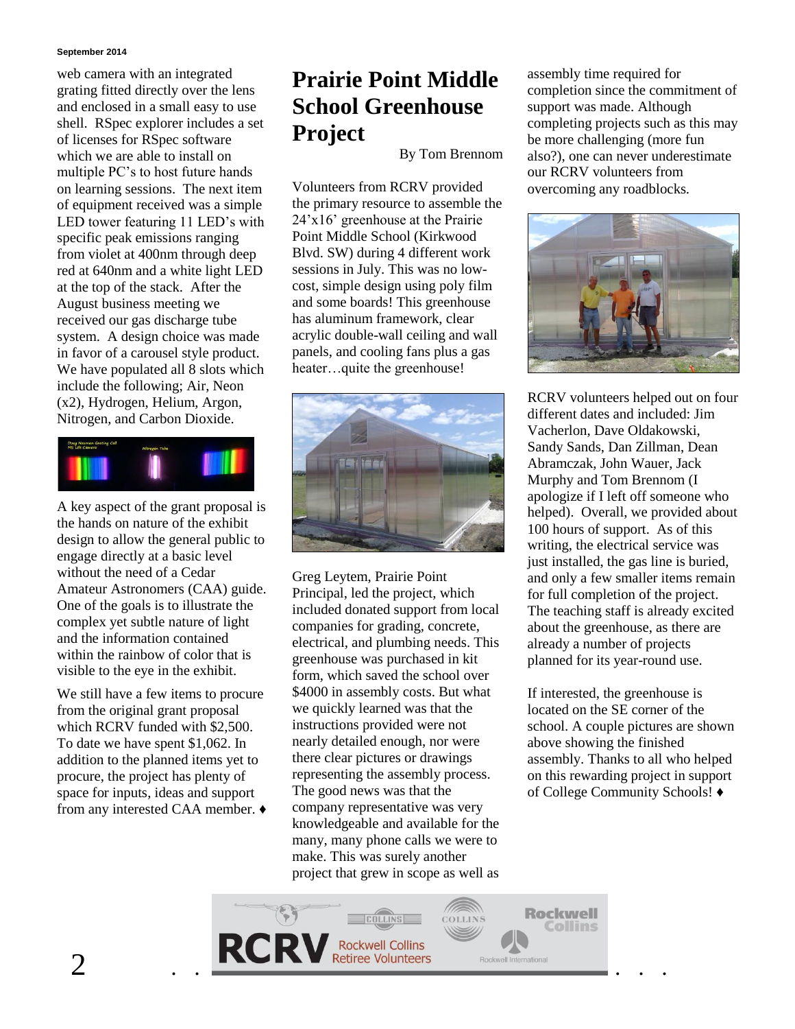web camera with an integrated grating fitted directly over the lens and enclosed in a small easy to use shell. RSpec explorer includes a set of licenses for RSpec software which we are able to install on multiple PC's to host future hands on learning sessions. The next item of equipment received was a simple LED tower featuring 11 LED's with specific peak emissions ranging from violet at 400nm through deep red at 640nm and a white light LED at the top of the stack. After the August business meeting we received our gas discharge tube system. A design choice was made in favor of a carousel style product. We have populated all 8 slots which include the following; Air, Neon (x2), Hydrogen, Helium, Argon, Nitrogen, and Carbon Dioxide.

A key aspect of the grant proposal is the hands on nature of the exhibit design to allow the general public to engage directly at a basic level without the need of a Cedar Amateur Astronomers (CAA) guide. One of the goals is to illustrate the complex yet subtle nature of light and the information contained within the rainbow of color that is visible to the eye in the exhibit.

We still have a few items to procure from the original grant proposal which RCRV funded with $2,500. To date we have spent $1,062. In addition to the planned items yet to procure, the project has plenty of space for inputs, ideas and support from any interested CAA member. ♦

# Prairie Point Middle School Greenhouse Project

By Tom Brennom

Volunteers from RCRV provided the primary resource to assemble the 24'x16' greenhouse at the Prairie Point Middle School (Kirkwood Blvd. SW) during 4 different work sessions in July. This was no low-cost, simple design using poly film and some boards! This greenhouse has aluminum framework, clear acrylic double-wall ceiling and wall panels, and cooling fans plus a gas heater…quite the greenhouse!

Greg Leytem, Prairie Point Principal, led the project, which included donated support from local companies for grading, concrete, electrical, and plumbing needs. This greenhouse was purchased in kit form, which saved the school over $4000 in assembly costs. But what we quickly learned was that the instructions provided were not nearly detailed enough, nor were there clear pictures or drawings representing the assembly process. The good news was that the company representative was very knowledgeable and available for the many, many phone calls we were to make. This was surely another project that grew in scope as well as assembly time required for completion since the commitment of support was made. Although completing projects such as this may be more challenging (more fun also?), one can never underestimate our RCRV volunteers from overcoming any roadblocks.

RCRV volunteers helped out on four different dates and included: Jim Vacherlon, Dave Oldakowski, Sandy Sands, Dan Zillman, Dean Abramczak, John Wauer, Jack Murphy and Tom Brennom (I apologize if I left off someone who helped). Overall, we provided about 100 hours of support. As of this writing, the electrical service was just installed, the gas line is buried, and only a few smaller items remain for full completion of the project. The teaching staff is already excited about the greenhouse, as there are already a number of projects planned for its year-round use.

If interested, the greenhouse is located on the SE corner of the school. A couple pictures are shown above showing the finished assembly. Thanks to all who helped on this rewarding project in support of College Community Schools! ♦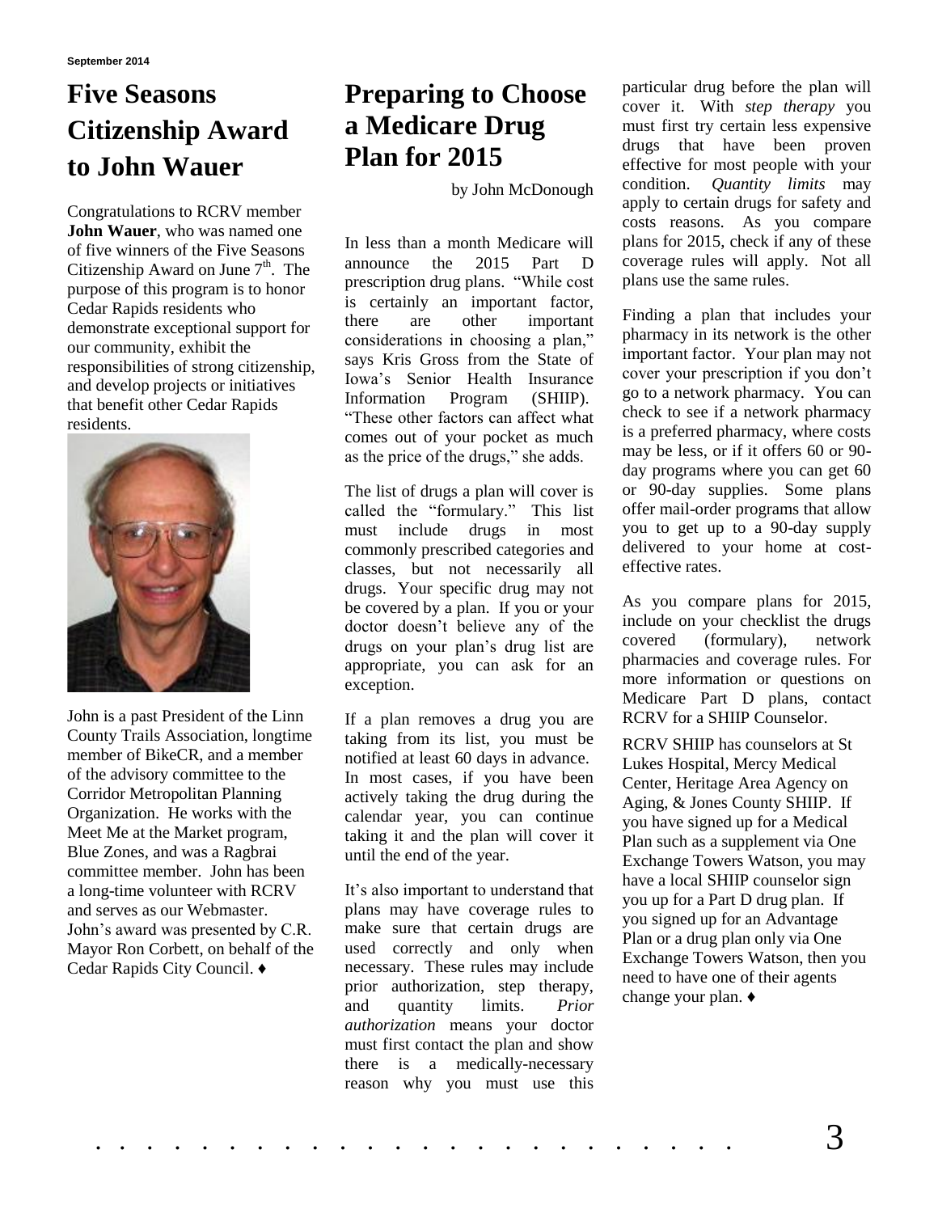# Five Seasons Citizenship Award to John Wauer

Congratulations to RCRV member **John Wauer**, who was named one of five winners of the Five Seasons Citizenship Award on June 7th. The purpose of this program is to honor Cedar Rapids residents who demonstrate exceptional support for our community, exhibit the responsibilities of strong citizenship, and develop projects or initiatives that benefit other Cedar Rapids residents.

John is a past President of the Linn County Trails Association, longtime member of BikeCR, and a member of the advisory committee to the Corridor Metropolitan Planning Organization. He works with the Meet Me at the Market program, Blue Zones, and was a Ragbrai committee member. John has been a long-time volunteer with RCRV and serves as our Webmaster. John's award was presented by C.R. Mayor Ron Corbett, on behalf of the Cedar Rapids City Council. ♦

# Preparing to Choose a Medicare Drug Plan for 2015

by John McDonough

In less than a month Medicare will announce the 2015 Part D prescription drug plans. "While cost is certainly an important factor, there are other important considerations in choosing a plan," says Kris Gross from the State of Iowa's Senior Health Insurance Information Program (SHIIP). "These other factors can affect what comes out of your pocket as much as the price of the drugs," she adds.

The list of drugs a plan will cover is called the "formulary." This list must include drugs in most commonly prescribed categories and classes, but not necessarily all drugs. Your specific drug may not be covered by a plan. If you or your doctor doesn't believe any of the drugs on your plan's drug list are appropriate, you can ask for an exception.

If a plan removes a drug you are taking from its list, you must be notified at least 60 days in advance. In most cases, if you have been actively taking the drug during the calendar year, you can continue taking it and the plan will cover it until the end of the year.

It's also important to understand that plans may have coverage rules to make sure that certain drugs are used correctly and only when necessary. These rules may include prior authorization, step therapy, and quantity limits. *Prior authorization* means your doctor must first contact the plan and show there is a medically-necessary reason why you must use this particular drug before the plan will cover it. With *step therapy* you must first try certain less expensive drugs that have been proven effective for most people with your condition. *Quantity limits* may apply to certain drugs for safety and costs reasons. As you compare plans for 2015, check if any of these coverage rules will apply. Not all plans use the same rules.

Finding a plan that includes your pharmacy in its network is the other important factor. Your plan may not cover your prescription if you don't go to a network pharmacy. You can check to see if a network pharmacy is a preferred pharmacy, where costs may be less, or if it offers 60 or 90-day programs where you can get 60 or 90-day supplies. Some plans offer mail-order programs that allow you to get up to a 90-day supply delivered to your home at cost-effective rates.

As you compare plans for 2015, include on your checklist the drugs covered (formulary), network pharmacies and coverage rules. For more information or questions on Medicare Part D plans, contact RCRV for a SHIIP Counselor.

RCRV SHIIP has counselors at St Lukes Hospital, Mercy Medical Center, Heritage Area Agency on Aging, & Jones County SHIIP. If you have signed up for a Medical Plan such as a supplement via One Exchange Towers Watson, you may have a local SHIIP counselor sign you up for a Part D drug plan. If you signed up for an Advantage Plan or a drug plan only via One Exchange Towers Watson, then you need to have one of their agents change your plan. ♦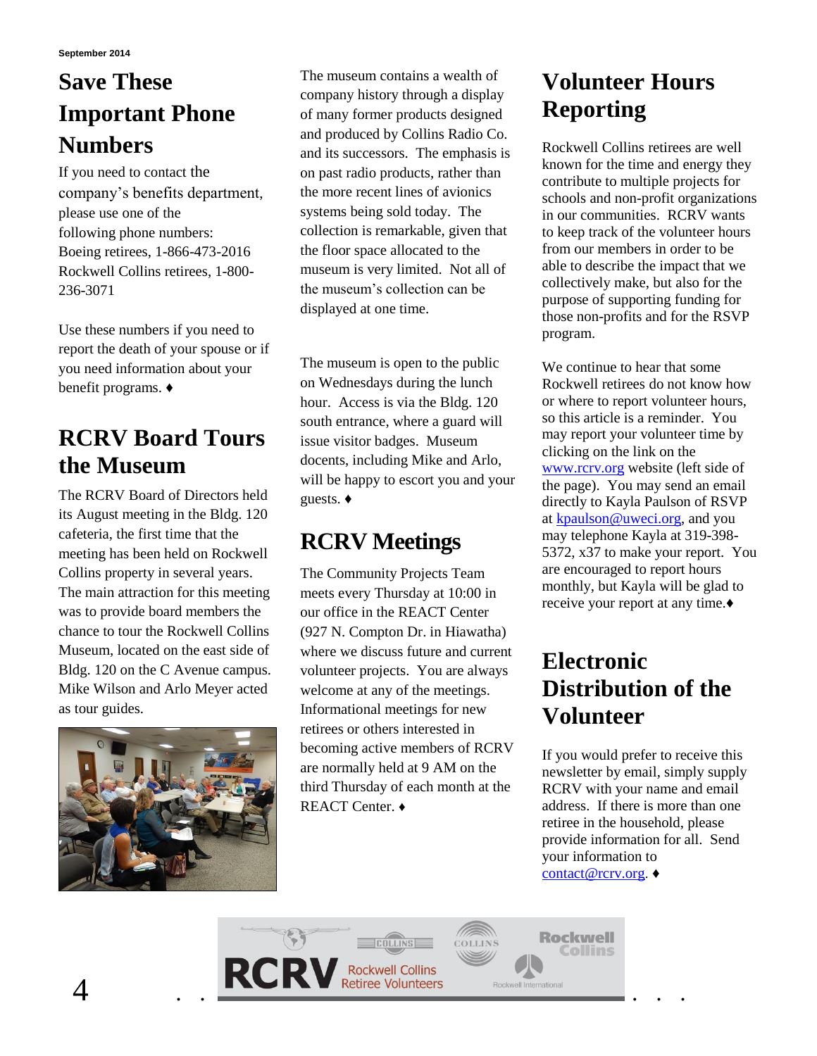## Save These Important Phone Numbers

If you need to contact the company's benefits department, please use one of the following phone numbers:

Boeing retirees, 1-866-473-2016

Rockwell Collins retirees, 1-800-236-3071

Use these numbers if you need to report the death of your spouse or if you need information about your benefit programs. ♦

## RCRV Board Tours the Museum

The RCRV Board of Directors held its August meeting in the Bldg. 120 cafeteria, the first time that the meeting has been held on Rockwell Collins property in several years. The main attraction for this meeting was to provide board members the chance to tour the Rockwell Collins Museum, located on the east side of Bldg. 120 on the C Avenue campus. Mike Wilson and Arlo Meyer acted as tour guides.

The museum contains a wealth of company history through a display of many former products designed and produced by Collins Radio Co. and its successors. The emphasis is on past radio products, rather than the more recent lines of avionics systems being sold today. The collection is remarkable, given that the floor space allocated to the museum is very limited. Not all of the museum's collection can be displayed at one time.

The museum is open to the public on Wednesdays during the lunch hour. Access is via the Bldg. 120 south entrance, where a guard will issue visitor badges. Museum docents, including Mike and Arlo, will be happy to escort you and your guests. ♦

## RCRV Meetings

The Community Projects Team meets every Thursday at 10:00 in our office in the REACT Center (927 N. Compton Dr. in Hiawatha) where we discuss future and current volunteer projects. You are always welcome at any of the meetings. Informational meetings for new retirees or others interested in becoming active members of RCRV are normally held at 9 AM on the third Thursday of each month at the REACT Center. ♦

## Volunteer Hours Reporting

Rockwell Collins retirees are well known for the time and energy they contribute to multiple projects for schools and non-profit organizations in our communities. RCRV wants to keep track of the volunteer hours from our members in order to be able to describe the impact that we collectively make, but also for the purpose of supporting funding for those non-profits and for the RSVP program.

We continue to hear that some Rockwell retirees do not know how or where to report volunteer hours, so this article is a reminder. You may report your volunteer time by clicking on the link on the www.rcrv.org website (left side of the page). You may send an email directly to Kayla Paulson of RSVP at kpaulson@uweci.org, and you may telephone Kayla at 319-398-5372, x37 to make your report. You are encouraged to report hours monthly, but Kayla will be glad to receive your report at any time.♦

## Electronic Distribution of the Volunteer

If you would prefer to receive this newsletter by email, simply supply RCRV with your name and email address. If there is more than one retiree in the household, please provide information for all. Send your information to contact@rcrv.org. ♦